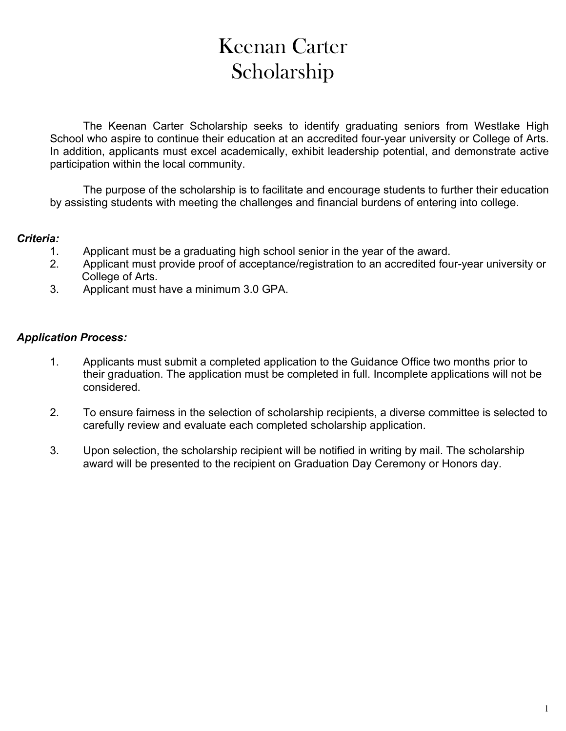# Keenan Carter Scholarship

The Keenan Carter Scholarship seeks to identify graduating seniors from Westlake High School who aspire to continue their education at an accredited four-year university or College of Arts. In addition, applicants must excel academically, exhibit leadership potential, and demonstrate active participation within the local community.

The purpose of the scholarship is to facilitate and encourage students to further their education by assisting students with meeting the challenges and financial burdens of entering into college.

***Criteria:***

1. Applicant must be a graduating high school senior in the year of the award.
2. Applicant must provide proof of acceptance/registration to an accredited four-year university or College of Arts.
3. Applicant must have a minimum 3.0 GPA.

***Application Process:***

1. Applicants must submit a completed application to the Guidance Office two months prior to their graduation. The application must be completed in full. Incomplete applications will not be considered.

2. To ensure fairness in the selection of scholarship recipients, a diverse committee is selected to carefully review and evaluate each completed scholarship application.

3. Upon selection, the scholarship recipient will be notified in writing by mail. The scholarship award will be presented to the recipient on Graduation Day Ceremony or Honors day.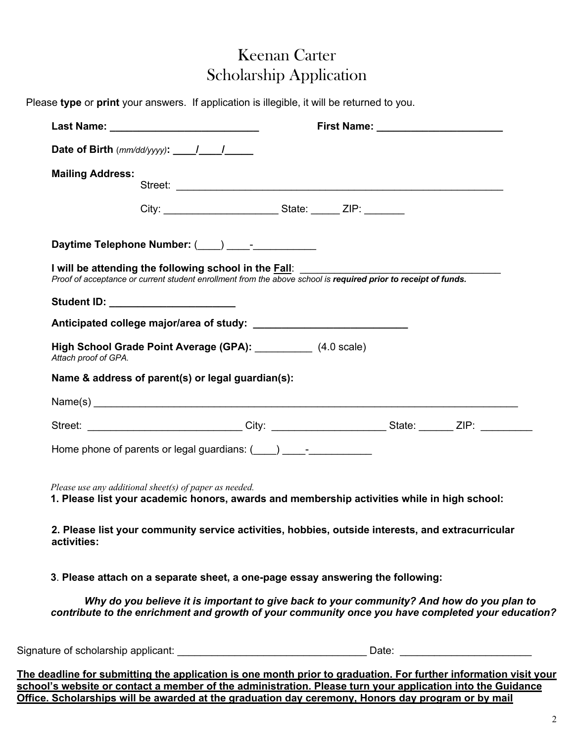# Keenan Carter
## Scholarship Application

Please **type** or **print** your answers. If application is illegible, it will be returned to you.

**Last Name:** __________________________ **First Name:** ______________________

**Date of Birth** (*mm/dd/yyyy*)**: ____/____/_____**

**Mailing Address:**

Street: ____________________________________________________________

City: ____________________ State: _____ ZIP: _______

**Daytime Telephone Number:** (____) ____-___________

**I will be attending the following school in the Fall**: ____________________________________

*Proof of acceptance or current student enrollment from the above school is* ***required prior to receipt of funds.***

**Student ID:** ______________________

**Anticipated college major/area of study:** ___________________________

**High School Grade Point Average (GPA):** __________ (4.0 scale)

*Attach proof of GPA.*

**Name & address of parent(s) or legal guardian(s):**

Name(s) ____________________________________________________________________________

Street: ___________________________ City: ____________________ State: ______ ZIP: _________

Home phone of parents or legal guardians: (____) ____-___________

*Please use any additional sheet(s) of paper as needed.*

**1. Please list your academic honors, awards and membership activities while in high school:**

**2. Please list your community service activities, hobbies, outside interests, and extracurricular activities:**

**3. Please attach on a separate sheet, a one-page essay answering the following:**

***Why do you believe it is important to give back to your community? And how do you plan to contribute to the enrichment and growth of your community once you have completed your education?***

Signature of scholarship applicant: _________________________________ Date: _______________________

**The deadline for submitting the application is one month prior to graduation. For further information visit your school's website or contact a member of the administration. Please turn your application into the Guidance Office. Scholarships will be awarded at the graduation day ceremony, Honors day program or by mail**